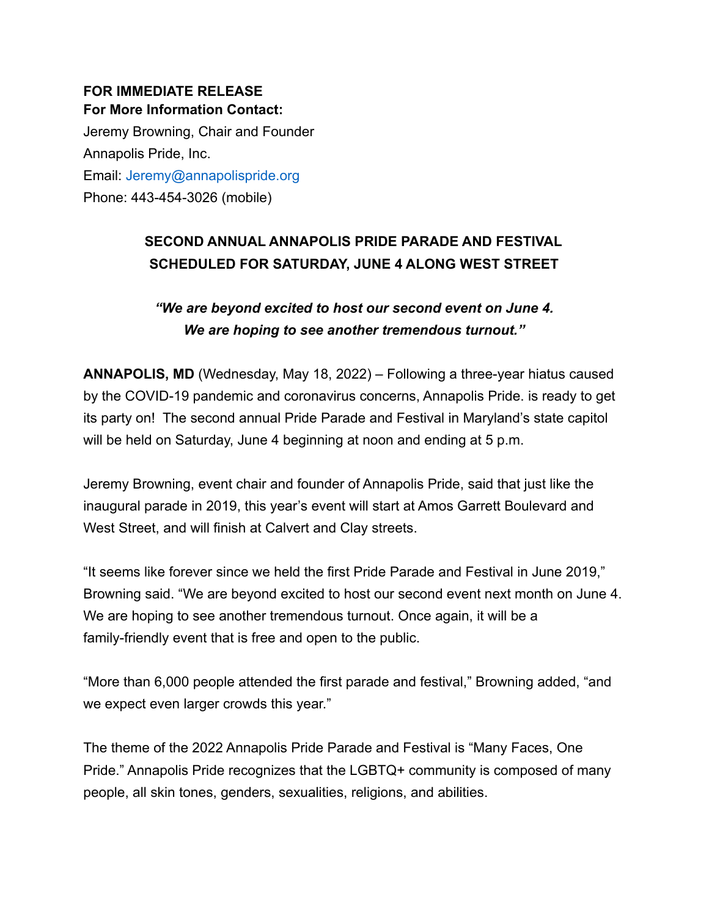**FOR IMMEDIATE RELEASE**
**For More Information Contact:**
Jeremy Browning, Chair and Founder
Annapolis Pride, Inc.
Email: Jeremy@annapolispride.org
Phone: 443-454-3026 (mobile)

## SECOND ANNUAL ANNAPOLIS PRIDE PARADE AND FESTIVAL SCHEDULED FOR SATURDAY, JUNE 4 ALONG WEST STREET

***"We are beyond excited to host our second event on June 4. We are hoping to see another tremendous turnout."***

**ANNAPOLIS, MD** (Wednesday, May 18, 2022) – Following a three-year hiatus caused by the COVID-19 pandemic and coronavirus concerns, Annapolis Pride. is ready to get its party on! The second annual Pride Parade and Festival in Maryland's state capitol will be held on Saturday, June 4 beginning at noon and ending at 5 p.m.

Jeremy Browning, event chair and founder of Annapolis Pride, said that just like the inaugural parade in 2019, this year's event will start at Amos Garrett Boulevard and West Street, and will finish at Calvert and Clay streets.

"It seems like forever since we held the first Pride Parade and Festival in June 2019," Browning said. "We are beyond excited to host our second event next month on June 4. We are hoping to see another tremendous turnout. Once again, it will be a family-friendly event that is free and open to the public.

"More than 6,000 people attended the first parade and festival," Browning added, "and we expect even larger crowds this year."

The theme of the 2022 Annapolis Pride Parade and Festival is "Many Faces, One Pride." Annapolis Pride recognizes that the LGBTQ+ community is composed of many people, all skin tones, genders, sexualities, religions, and abilities.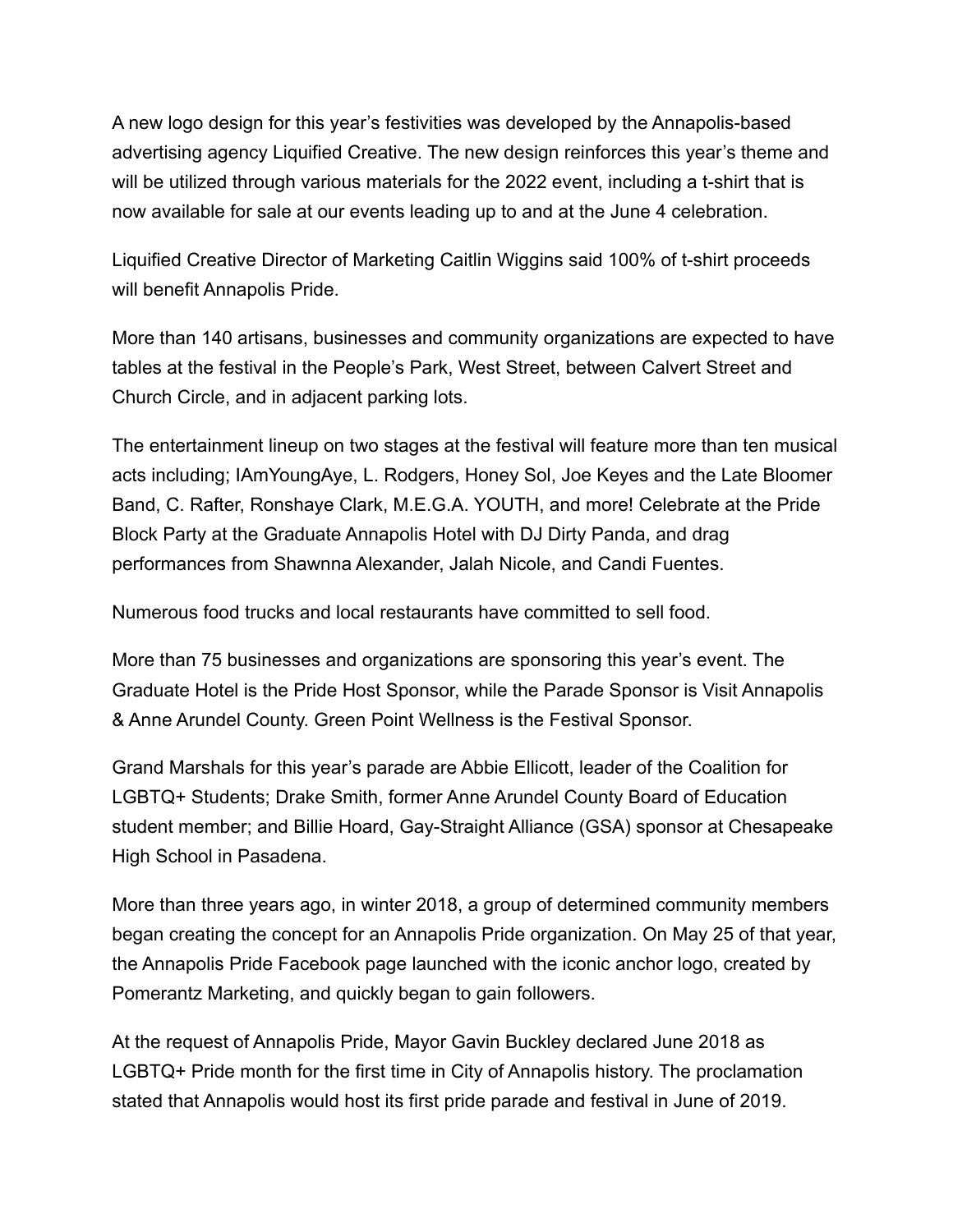A new logo design for this year's festivities was developed by the Annapolis-based advertising agency Liquified Creative. The new design reinforces this year's theme and will be utilized through various materials for the 2022 event, including a t-shirt that is now available for sale at our events leading up to and at the June 4 celebration.

Liquified Creative Director of Marketing Caitlin Wiggins said 100% of t-shirt proceeds will benefit Annapolis Pride.

More than 140 artisans, businesses and community organizations are expected to have tables at the festival in the People's Park, West Street, between Calvert Street and Church Circle, and in adjacent parking lots.

The entertainment lineup on two stages at the festival will feature more than ten musical acts including; IAmYoungAye, L. Rodgers, Honey Sol, Joe Keyes and the Late Bloomer Band, C. Rafter, Ronshaye Clark, M.E.G.A. YOUTH, and more! Celebrate at the Pride Block Party at the Graduate Annapolis Hotel with DJ Dirty Panda, and drag performances from Shawnna Alexander, Jalah Nicole, and Candi Fuentes.

Numerous food trucks and local restaurants have committed to sell food.

More than 75 businesses and organizations are sponsoring this year's event. The Graduate Hotel is the Pride Host Sponsor, while the Parade Sponsor is Visit Annapolis & Anne Arundel County. Green Point Wellness is the Festival Sponsor.

Grand Marshals for this year's parade are Abbie Ellicott, leader of the Coalition for LGBTQ+ Students; Drake Smith, former Anne Arundel County Board of Education student member; and Billie Hoard, Gay-Straight Alliance (GSA) sponsor at Chesapeake High School in Pasadena.

More than three years ago, in winter 2018, a group of determined community members began creating the concept for an Annapolis Pride organization. On May 25 of that year, the Annapolis Pride Facebook page launched with the iconic anchor logo, created by Pomerantz Marketing, and quickly began to gain followers.

At the request of Annapolis Pride, Mayor Gavin Buckley declared June 2018 as LGBTQ+ Pride month for the first time in City of Annapolis history. The proclamation stated that Annapolis would host its first pride parade and festival in June of 2019.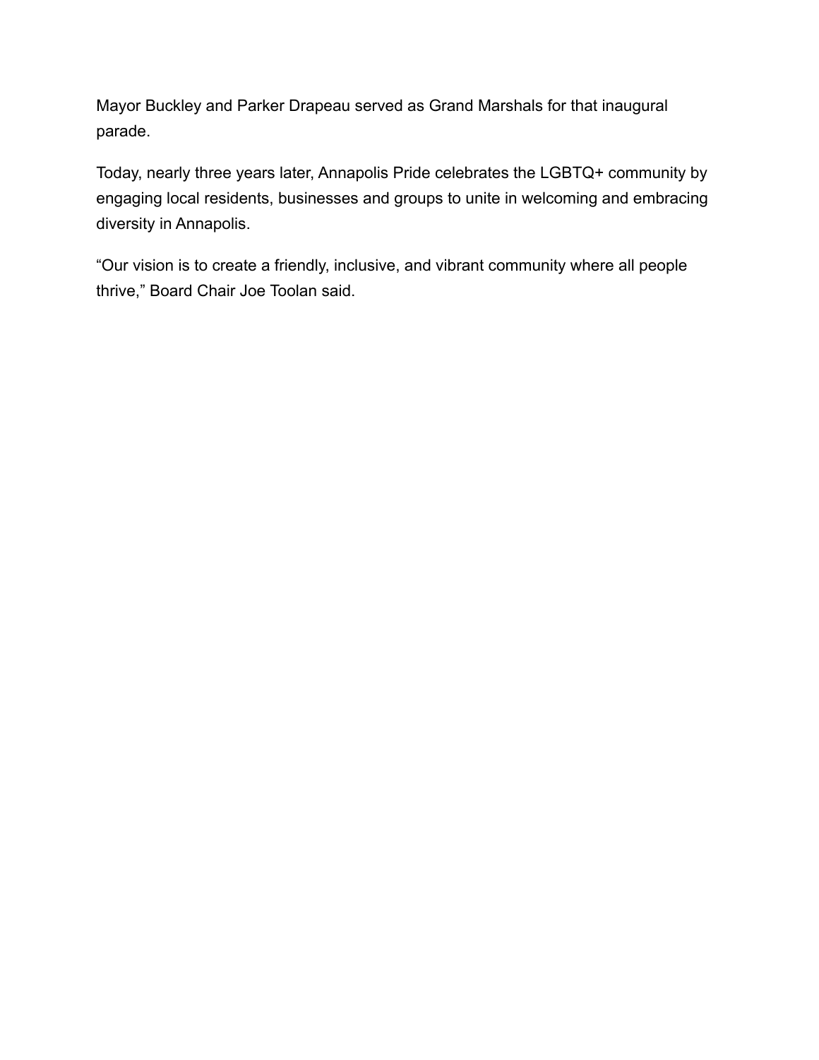Mayor Buckley and Parker Drapeau served as Grand Marshals for that inaugural parade.

Today, nearly three years later, Annapolis Pride celebrates the LGBTQ+ community by engaging local residents, businesses and groups to unite in welcoming and embracing diversity in Annapolis.

“Our vision is to create a friendly, inclusive, and vibrant community where all people thrive,” Board Chair Joe Toolan said.